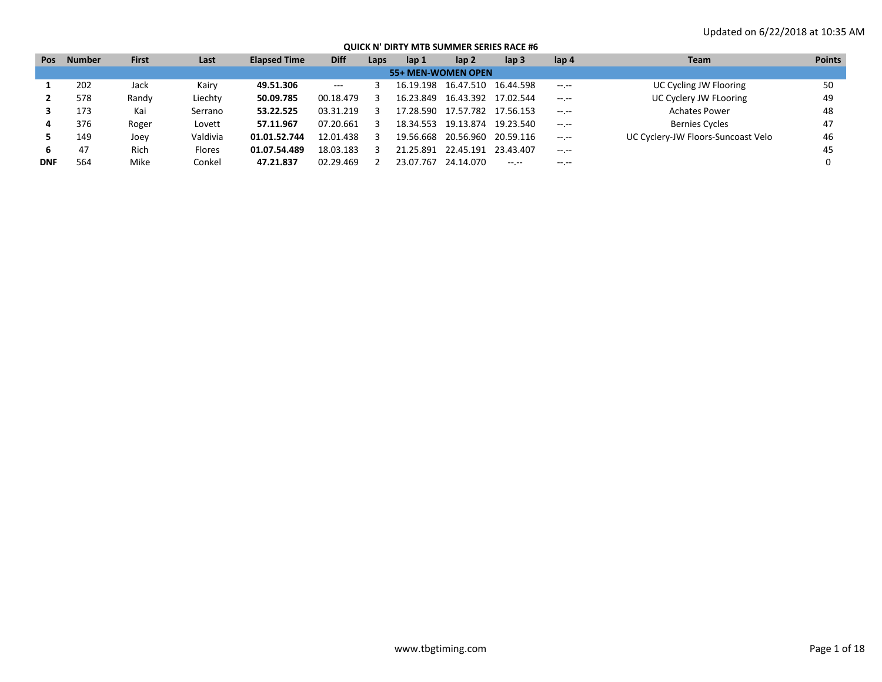Updated on 6/22/2018 at 10:35 AM

# QUICK N' DIRTY MTB SUMMER SERIES RACE #6

| Pos | Number | First | Last | Elapsed Time | Diff | Laps | lap 1 | lap 2 | lap 3 | lap 4 | Team | Points |
|---|---|---|---|---|---|---|---|---|---|---|---|---|
| **55+ MEN-WOMEN OPEN** | | | | | | | | | | | | |
| **1** | 202 | Jack | Kairy | **49.51.306** | --- | 3 | 16.19.198 | 16.47.510 | 16.44.598 | --.-- | UC Cycling JW Flooring | 50 |
| **2** | 578 | Randy | Liechty | **50.09.785** | 00.18.479 | 3 | 16.23.849 | 16.43.392 | 17.02.544 | --.-- | UC Cyclery JW FLooring | 49 |
| **3** | 173 | Kai | Serrano | **53.22.525** | 03.31.219 | 3 | 17.28.590 | 17.57.782 | 17.56.153 | --.-- | Achates Power | 48 |
| **4** | 376 | Roger | Lovett | **57.11.967** | 07.20.661 | 3 | 18.34.553 | 19.13.874 | 19.23.540 | --.-- | Bernies Cycles | 47 |
| **5** | 149 | Joey | Valdivia | **01.01.52.744** | 12.01.438 | 3 | 19.56.668 | 20.56.960 | 20.59.116 | --.-- | UC Cyclery-JW Floors-Suncoast Velo | 46 |
| **6** | 47 | Rich | Flores | **01.07.54.489** | 18.03.183 | 3 | 21.25.891 | 22.45.191 | 23.43.407 | --.-- | | 45 |
| **DNF** | 564 | Mike | Conkel | **47.21.837** | 02.29.469 | 2 | 23.07.767 | 24.14.070 | --.-- | --.-- | | 0 |

www.tbgtiming.com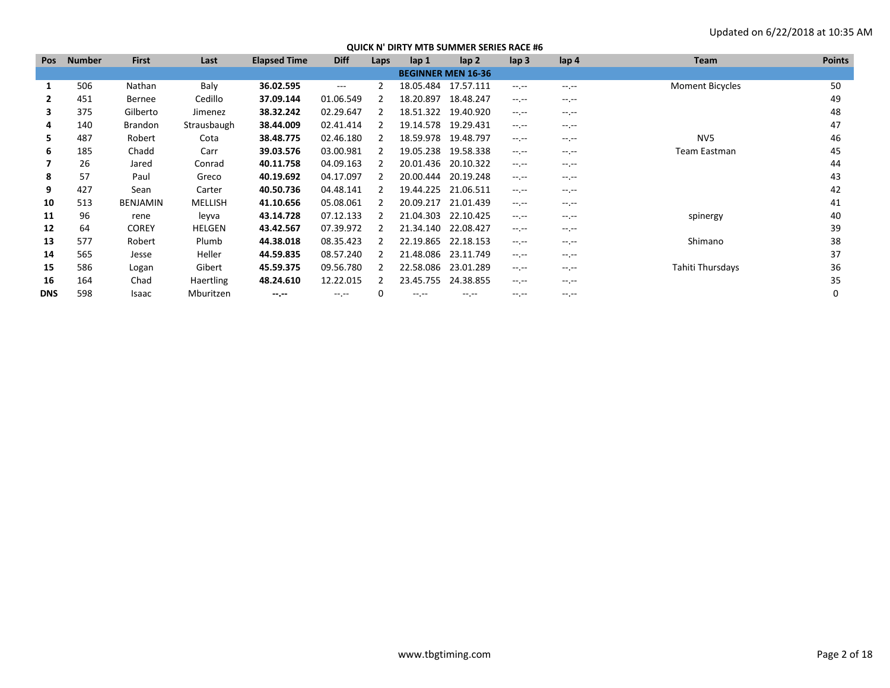Updated on 6/22/2018 at 10:35 AM

## QUICK N' DIRTY MTB SUMMER SERIES RACE #6

| Pos | Number | First | Last | Elapsed Time | Diff | Laps | lap 1 | lap 2 | lap 3 | lap 4 | Team | Points |
|---|---|---|---|---|---|---|---|---|---|---|---|---|
| | | | | | | | **BEGINNER MEN 16-36** | | | | | |
| **1** | 506 | Nathan | Baly | **36.02.595** | --- | 2 | 18.05.484 | 17.57.111 | --.-- | --.-- | Moment Bicycles | 50 |
| **2** | 451 | Bernee | Cedillo | **37.09.144** | 01.06.549 | 2 | 18.20.897 | 18.48.247 | --.-- | --.-- | | 49 |
| **3** | 375 | Gilberto | Jimenez | **38.32.242** | 02.29.647 | 2 | 18.51.322 | 19.40.920 | --.-- | --.-- | | 48 |
| **4** | 140 | Brandon | Strausbaugh | **38.44.009** | 02.41.414 | 2 | 19.14.578 | 19.29.431 | --.-- | --.-- | | 47 |
| **5** | 487 | Robert | Cota | **38.48.775** | 02.46.180 | 2 | 18.59.978 | 19.48.797 | --.-- | --.-- | NV5 | 46 |
| **6** | 185 | Chadd | Carr | **39.03.576** | 03.00.981 | 2 | 19.05.238 | 19.58.338 | --.-- | --.-- | Team Eastman | 45 |
| **7** | 26 | Jared | Conrad | **40.11.758** | 04.09.163 | 2 | 20.01.436 | 20.10.322 | --.-- | --.-- | | 44 |
| **8** | 57 | Paul | Greco | **40.19.692** | 04.17.097 | 2 | 20.00.444 | 20.19.248 | --.-- | --.-- | | 43 |
| **9** | 427 | Sean | Carter | **40.50.736** | 04.48.141 | 2 | 19.44.225 | 21.06.511 | --.-- | --.-- | | 42 |
| **10** | 513 | BENJAMIN | MELLISH | **41.10.656** | 05.08.061 | 2 | 20.09.217 | 21.01.439 | --.-- | --.-- | | 41 |
| **11** | 96 | rene | leyva | **43.14.728** | 07.12.133 | 2 | 21.04.303 | 22.10.425 | --.-- | --.-- | spinergy | 40 |
| **12** | 64 | COREY | HELGEN | **43.42.567** | 07.39.972 | 2 | 21.34.140 | 22.08.427 | --.-- | --.-- | | 39 |
| **13** | 577 | Robert | Plumb | **44.38.018** | 08.35.423 | 2 | 22.19.865 | 22.18.153 | --.-- | --.-- | Shimano | 38 |
| **14** | 565 | Jesse | Heller | **44.59.835** | 08.57.240 | 2 | 21.48.086 | 23.11.749 | --.-- | --.-- | | 37 |
| **15** | 586 | Logan | Gibert | **45.59.375** | 09.56.780 | 2 | 22.58.086 | 23.01.289 | --.-- | --.-- | Tahiti Thursdays | 36 |
| **16** | 164 | Chad | Haertling | **48.24.610** | 12.22.015 | 2 | 23.45.755 | 24.38.855 | --.-- | --.-- | | 35 |
| **DNS** | 598 | Isaac | Mburitzen | **--.--** | --.-- | 0 | --.-- | --.-- | --.-- | --.-- | | 0 |

www.tbgtiming.com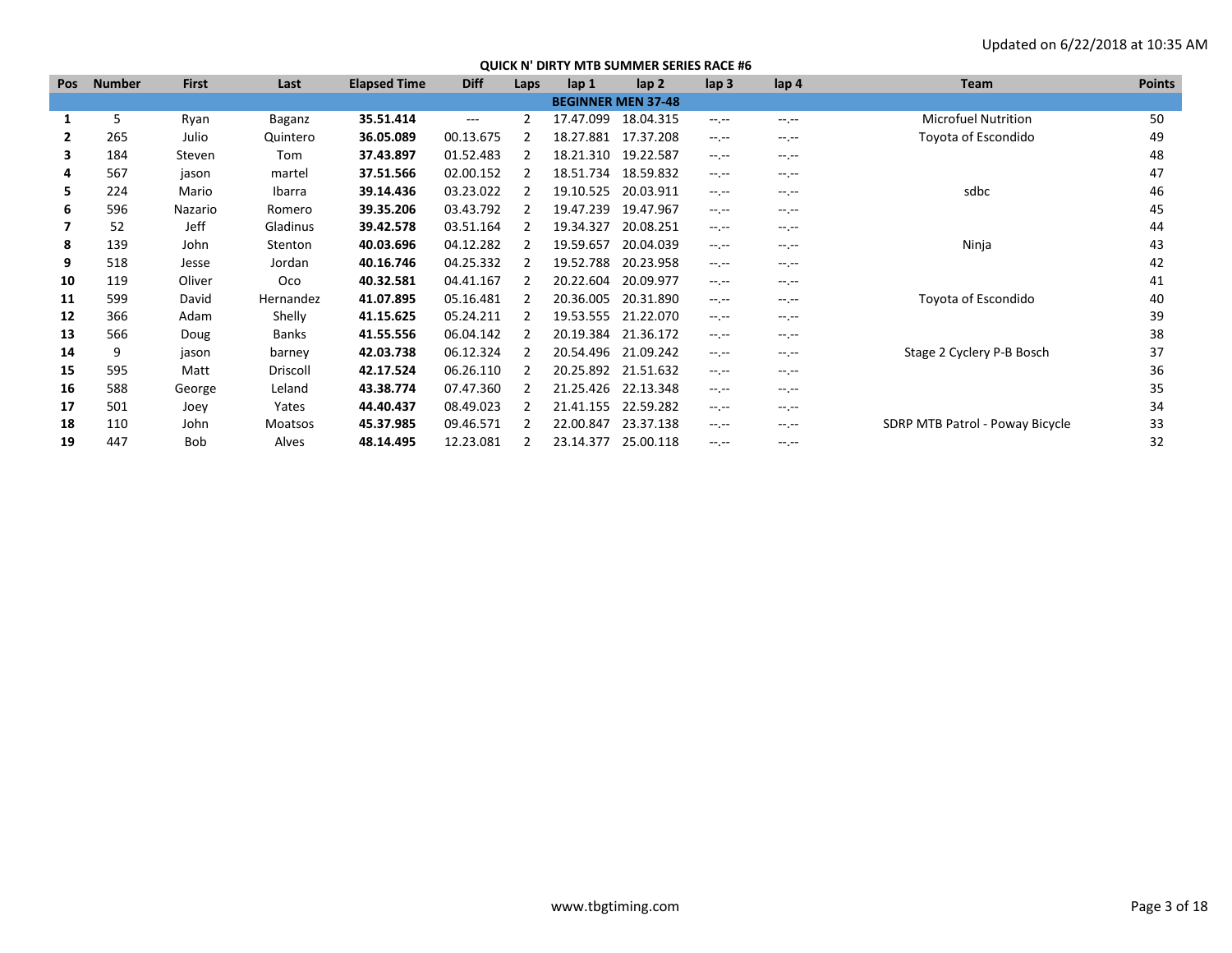Updated on 6/22/2018 at 10:35 AM

# QUICK N' DIRTY MTB SUMMER SERIES RACE #6

| Pos | Number | First | Last | Elapsed Time | Diff | Laps | lap 1 | lap 2 | lap 3 | lap 4 | Team | Points |
|---|---|---|---|---|---|---|---|---|---|---|---|---|
| **BEGINNER MEN 37-48** | | | | | | | | | | | | |
| **1** | 5 | Ryan | Baganz | **35.51.414** | --- | 2 | 17.47.099 | 18.04.315 | --.-- | --.-- | Microfuel Nutrition | 50 |
| **2** | 265 | Julio | Quintero | **36.05.089** | 00.13.675 | 2 | 18.27.881 | 17.37.208 | --.-- | --.-- | Toyota of Escondido | 49 |
| **3** | 184 | Steven | Tom | **37.43.897** | 01.52.483 | 2 | 18.21.310 | 19.22.587 | --.-- | --.-- | | 48 |
| **4** | 567 | jason | martel | **37.51.566** | 02.00.152 | 2 | 18.51.734 | 18.59.832 | --.-- | --.-- | | 47 |
| **5** | 224 | Mario | Ibarra | **39.14.436** | 03.23.022 | 2 | 19.10.525 | 20.03.911 | --.-- | --.-- | sdbc | 46 |
| **6** | 596 | Nazario | Romero | **39.35.206** | 03.43.792 | 2 | 19.47.239 | 19.47.967 | --.-- | --.-- | | 45 |
| **7** | 52 | Jeff | Gladinus | **39.42.578** | 03.51.164 | 2 | 19.34.327 | 20.08.251 | --.-- | --.-- | | 44 |
| **8** | 139 | John | Stenton | **40.03.696** | 04.12.282 | 2 | 19.59.657 | 20.04.039 | --.-- | --.-- | Ninja | 43 |
| **9** | 518 | Jesse | Jordan | **40.16.746** | 04.25.332 | 2 | 19.52.788 | 20.23.958 | --.-- | --.-- | | 42 |
| **10** | 119 | Oliver | Oco | **40.32.581** | 04.41.167 | 2 | 20.22.604 | 20.09.977 | --.-- | --.-- | | 41 |
| **11** | 599 | David | Hernandez | **41.07.895** | 05.16.481 | 2 | 20.36.005 | 20.31.890 | --.-- | --.-- | Toyota of Escondido | 40 |
| **12** | 366 | Adam | Shelly | **41.15.625** | 05.24.211 | 2 | 19.53.555 | 21.22.070 | --.-- | --.-- | | 39 |
| **13** | 566 | Doug | Banks | **41.55.556** | 06.04.142 | 2 | 20.19.384 | 21.36.172 | --.-- | --.-- | | 38 |
| **14** | 9 | jason | barney | **42.03.738** | 06.12.324 | 2 | 20.54.496 | 21.09.242 | --.-- | --.-- | Stage 2 Cyclery P-B Bosch | 37 |
| **15** | 595 | Matt | Driscoll | **42.17.524** | 06.26.110 | 2 | 20.25.892 | 21.51.632 | --.-- | --.-- | | 36 |
| **16** | 588 | George | Leland | **43.38.774** | 07.47.360 | 2 | 21.25.426 | 22.13.348 | --.-- | --.-- | | 35 |
| **17** | 501 | Joey | Yates | **44.40.437** | 08.49.023 | 2 | 21.41.155 | 22.59.282 | --.-- | --.-- | | 34 |
| **18** | 110 | John | Moatsos | **45.37.985** | 09.46.571 | 2 | 22.00.847 | 23.37.138 | --.-- | --.-- | SDRP MTB Patrol - Poway Bicycle | 33 |
| **19** | 447 | Bob | Alves | **48.14.495** | 12.23.081 | 2 | 23.14.377 | 25.00.118 | --.-- | --.-- | | 32 |

www.tbgtiming.com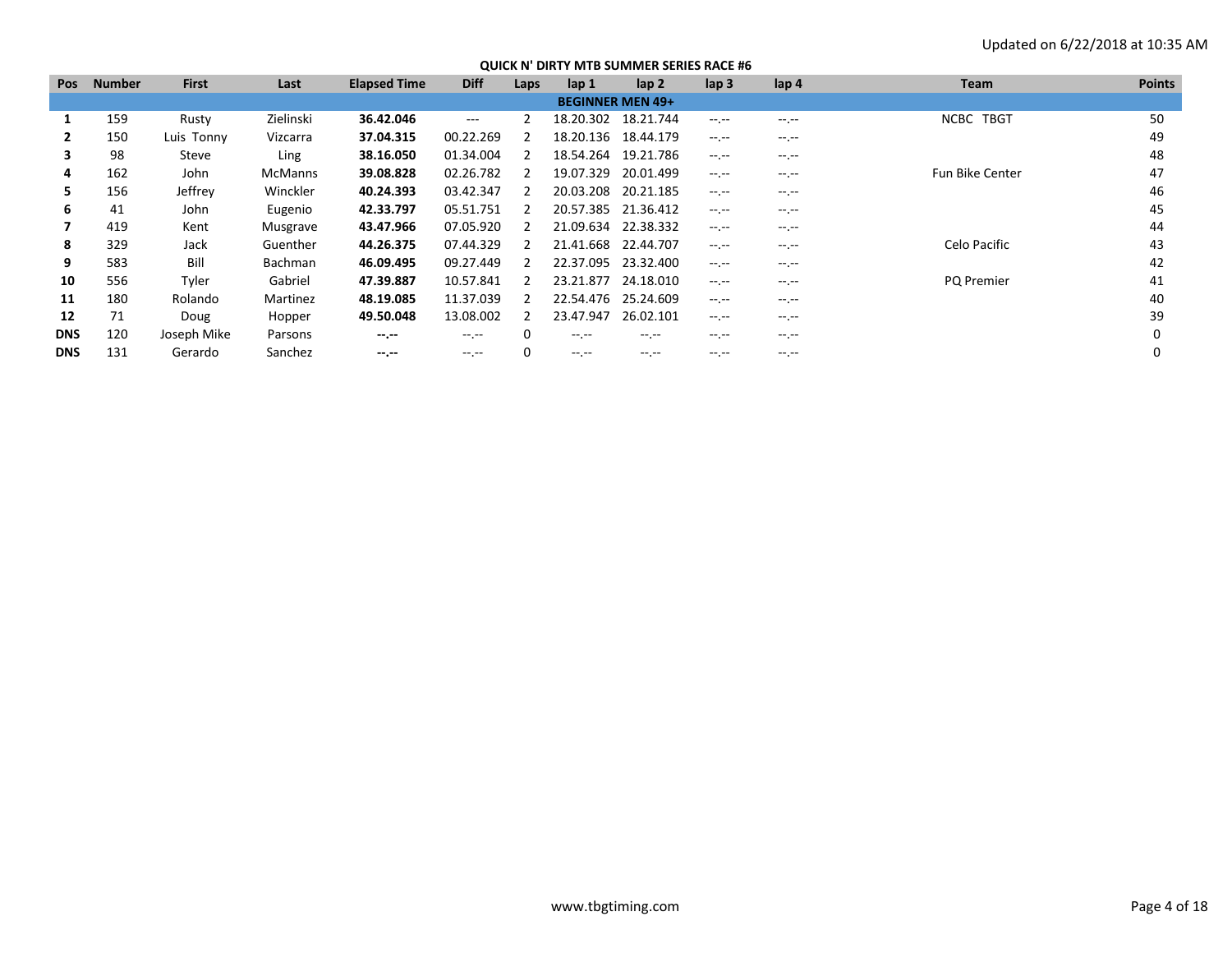Updated on 6/22/2018 at 10:35 AM

## QUICK N' DIRTY MTB SUMMER SERIES RACE #6

| Pos | Number | First | Last | Elapsed Time | Diff | Laps | lap 1 | lap 2 | lap 3 | lap 4 | Team | Points |
|---|---|---|---|---|---|---|---|---|---|---|---|---|
| **BEGINNER MEN 49+** | | | | | | | | | | | | |
| **1** | 159 | Rusty | Zielinski | **36.42.046** | --- | 2 | 18.20.302 | 18.21.744 | --.-- | --.-- | NCBC TBGT | 50 |
| **2** | 150 | Luis Tonny | Vizcarra | **37.04.315** | 00.22.269 | 2 | 18.20.136 | 18.44.179 | --.-- | --.-- | | 49 |
| **3** | 98 | Steve | Ling | **38.16.050** | 01.34.004 | 2 | 18.54.264 | 19.21.786 | --.-- | --.-- | | 48 |
| **4** | 162 | John | McManns | **39.08.828** | 02.26.782 | 2 | 19.07.329 | 20.01.499 | --.-- | --.-- | Fun Bike Center | 47 |
| **5** | 156 | Jeffrey | Winckler | **40.24.393** | 03.42.347 | 2 | 20.03.208 | 20.21.185 | --.-- | --.-- | | 46 |
| **6** | 41 | John | Eugenio | **42.33.797** | 05.51.751 | 2 | 20.57.385 | 21.36.412 | --.-- | --.-- | | 45 |
| **7** | 419 | Kent | Musgrave | **43.47.966** | 07.05.920 | 2 | 21.09.634 | 22.38.332 | --.-- | --.-- | | 44 |
| **8** | 329 | Jack | Guenther | **44.26.375** | 07.44.329 | 2 | 21.41.668 | 22.44.707 | --.-- | --.-- | Celo Pacific | 43 |
| **9** | 583 | Bill | Bachman | **46.09.495** | 09.27.449 | 2 | 22.37.095 | 23.32.400 | --.-- | --.-- | | 42 |
| **10** | 556 | Tyler | Gabriel | **47.39.887** | 10.57.841 | 2 | 23.21.877 | 24.18.010 | --.-- | --.-- | PQ Premier | 41 |
| **11** | 180 | Rolando | Martinez | **48.19.085** | 11.37.039 | 2 | 22.54.476 | 25.24.609 | --.-- | --.-- | | 40 |
| **12** | 71 | Doug | Hopper | **49.50.048** | 13.08.002 | 2 | 23.47.947 | 26.02.101 | --.-- | --.-- | | 39 |
| **DNS** | 120 | Joseph Mike | Parsons | **--.--** | --.-- | 0 | --.-- | --.-- | --.-- | --.-- | | 0 |
| **DNS** | 131 | Gerardo | Sanchez | **--.--** | --.-- | 0 | --.-- | --.-- | --.-- | --.-- | | 0 |

www.tbgtiming.com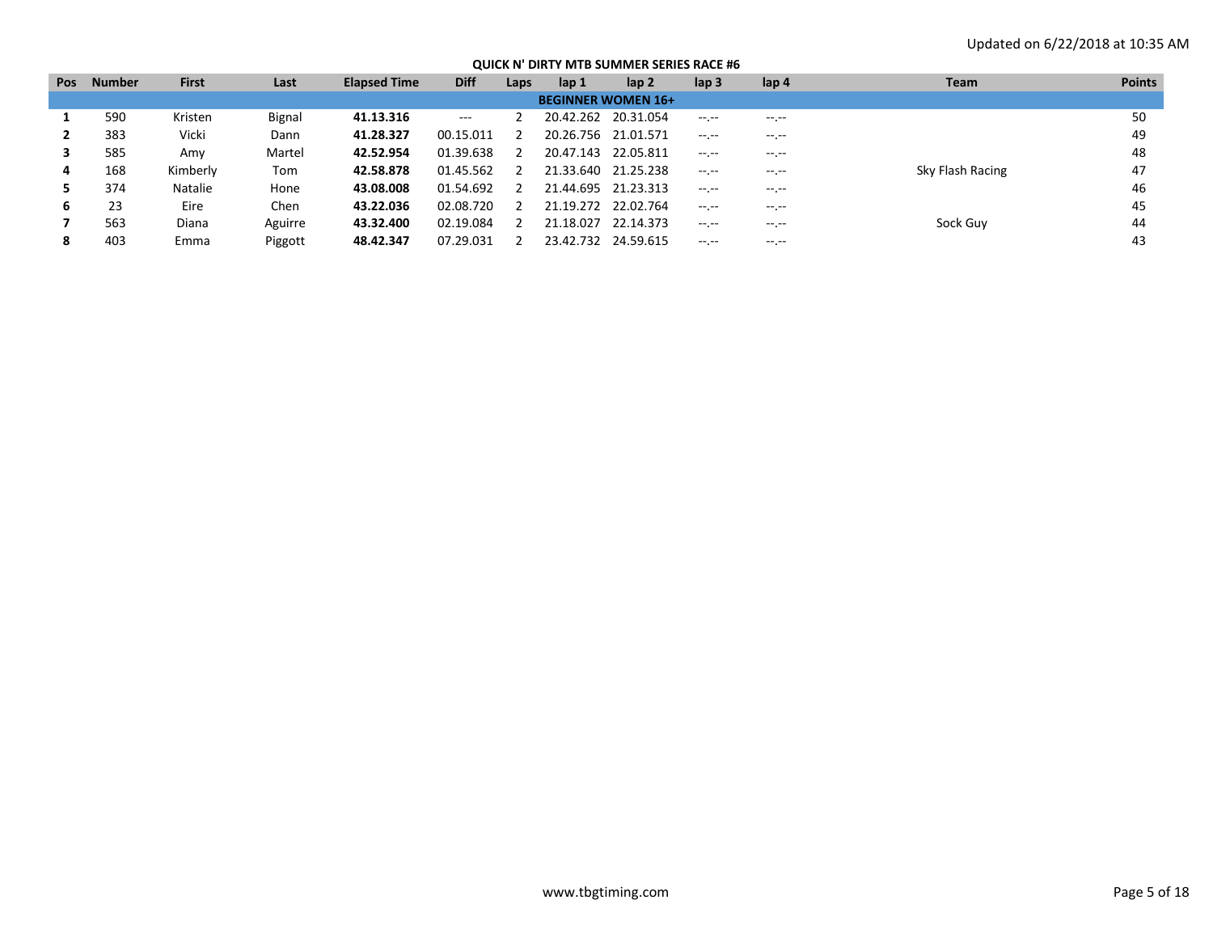Updated on 6/22/2018 at 10:35 AM

## QUICK N' DIRTY MTB SUMMER SERIES RACE #6

| Pos | Number | First | Last | Elapsed Time | Diff | Laps | lap 1 | lap 2 | lap 3 | lap 4 | Team | Points |
|---|---|---|---|---|---|---|---|---|---|---|---|---|
| **BEGINNER WOMEN 16+** | | | | | | | | | | | | |
| **1** | 590 | Kristen | Bignal | **41.13.316** | --- | 2 | 20.42.262 | 20.31.054 | --.-- | --.-- | | 50 |
| **2** | 383 | Vicki | Dann | **41.28.327** | 00.15.011 | 2 | 20.26.756 | 21.01.571 | --.-- | --.-- | | 49 |
| **3** | 585 | Amy | Martel | **42.52.954** | 01.39.638 | 2 | 20.47.143 | 22.05.811 | --.-- | --.-- | | 48 |
| **4** | 168 | Kimberly | Tom | **42.58.878** | 01.45.562 | 2 | 21.33.640 | 21.25.238 | --.-- | --.-- | Sky Flash Racing | 47 |
| **5** | 374 | Natalie | Hone | **43.08.008** | 01.54.692 | 2 | 21.44.695 | 21.23.313 | --.-- | --.-- | | 46 |
| **6** | 23 | Eire | Chen | **43.22.036** | 02.08.720 | 2 | 21.19.272 | 22.02.764 | --.-- | --.-- | | 45 |
| **7** | 563 | Diana | Aguirre | **43.32.400** | 02.19.084 | 2 | 21.18.027 | 22.14.373 | --.-- | --.-- | Sock Guy | 44 |
| **8** | 403 | Emma | Piggott | **48.42.347** | 07.29.031 | 2 | 23.42.732 | 24.59.615 | --.-- | --.-- | | 43 |

www.tbgtiming.com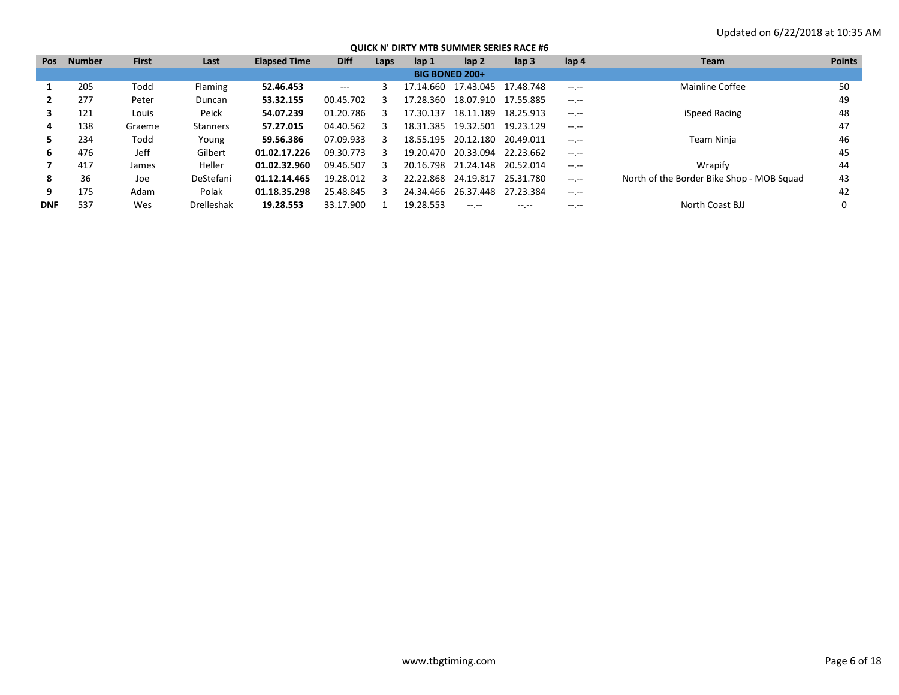Updated on 6/22/2018 at 10:35 AM

**QUICK N' DIRTY MTB SUMMER SERIES RACE #6**

| Pos | Number | First | Last | Elapsed Time | Diff | Laps | lap 1 | lap 2 | lap 3 | lap 4 | Team | Points |
|---|---|---|---|---|---|---|---|---|---|---|---|---|
| **BIG BONED 200+** | | | | | | | | | | | | |
| **1** | 205 | Todd | Flaming | **52.46.453** | --- | 3 | 17.14.660 | 17.43.045 | 17.48.748 | --.-- | Mainline Coffee | 50 |
| **2** | 277 | Peter | Duncan | **53.32.155** | 00.45.702 | 3 | 17.28.360 | 18.07.910 | 17.55.885 | --.-- | | 49 |
| **3** | 121 | Louis | Peick | **54.07.239** | 01.20.786 | 3 | 17.30.137 | 18.11.189 | 18.25.913 | --.-- | iSpeed Racing | 48 |
| **4** | 138 | Graeme | Stanners | **57.27.015** | 04.40.562 | 3 | 18.31.385 | 19.32.501 | 19.23.129 | --.-- | | 47 |
| **5** | 234 | Todd | Young | **59.56.386** | 07.09.933 | 3 | 18.55.195 | 20.12.180 | 20.49.011 | --.-- | Team Ninja | 46 |
| **6** | 476 | Jeff | Gilbert | **01.02.17.226** | 09.30.773 | 3 | 19.20.470 | 20.33.094 | 22.23.662 | --.-- | | 45 |
| **7** | 417 | James | Heller | **01.02.32.960** | 09.46.507 | 3 | 20.16.798 | 21.24.148 | 20.52.014 | --.-- | Wrapify | 44 |
| **8** | 36 | Joe | DeStefani | **01.12.14.465** | 19.28.012 | 3 | 22.22.868 | 24.19.817 | 25.31.780 | --.-- | North of the Border Bike Shop - MOB Squad | 43 |
| **9** | 175 | Adam | Polak | **01.18.35.298** | 25.48.845 | 3 | 24.34.466 | 26.37.448 | 27.23.384 | --.-- | | 42 |
| **DNF** | 537 | Wes | Drelleshak | **19.28.553** | 33.17.900 | 1 | 19.28.553 | --.-- | --.-- | --.-- | North Coast BJJ | 0 |

www.tbgtiming.com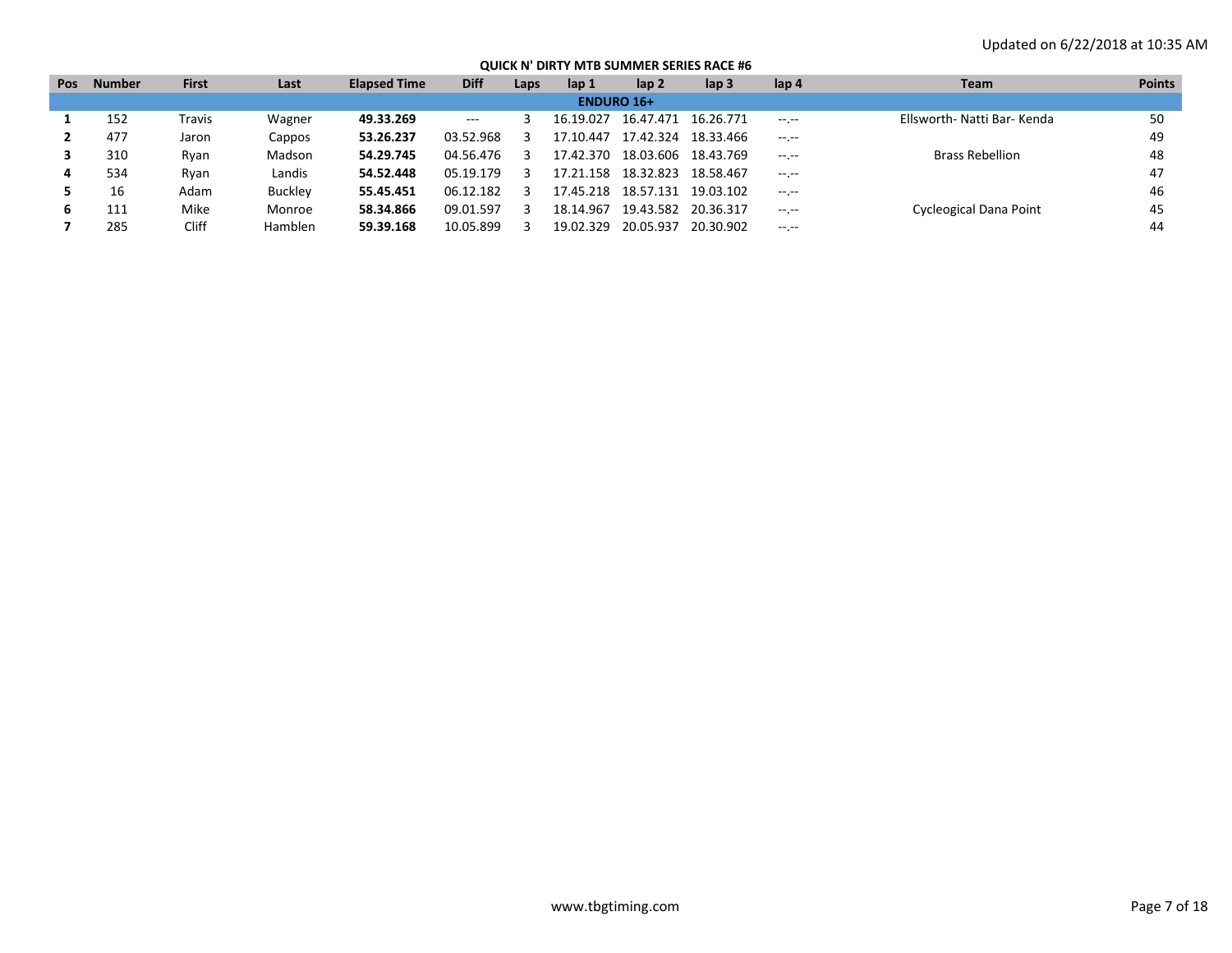Updated on 6/22/2018 at 10:35 AM

## QUICK N' DIRTY MTB SUMMER SERIES RACE #6

| Pos | Number | First | Last | Elapsed Time | Diff | Laps | lap 1 | lap 2 | lap 3 | lap 4 | Team | Points |
|---|---|---|---|---|---|---|---|---|---|---|---|---|
| **ENDURO 16+** | | | | | | | | | | | | |
| **1** | 152 | Travis | Wagner | **49.33.269** | --- | 3 | 16.19.027 | 16.47.471 | 16.26.771 | --.-- | Ellsworth- Natti Bar- Kenda | 50 |
| **2** | 477 | Jaron | Cappos | **53.26.237** | 03.52.968 | 3 | 17.10.447 | 17.42.324 | 18.33.466 | --.-- | | 49 |
| **3** | 310 | Ryan | Madson | **54.29.745** | 04.56.476 | 3 | 17.42.370 | 18.03.606 | 18.43.769 | --.-- | Brass Rebellion | 48 |
| **4** | 534 | Ryan | Landis | **54.52.448** | 05.19.179 | 3 | 17.21.158 | 18.32.823 | 18.58.467 | --.-- | | 47 |
| **5** | 16 | Adam | Buckley | **55.45.451** | 06.12.182 | 3 | 17.45.218 | 18.57.131 | 19.03.102 | --.-- | | 46 |
| **6** | 111 | Mike | Monroe | **58.34.866** | 09.01.597 | 3 | 18.14.967 | 19.43.582 | 20.36.317 | --.-- | Cycleogical Dana Point | 45 |
| **7** | 285 | Cliff | Hamblen | **59.39.168** | 10.05.899 | 3 | 19.02.329 | 20.05.937 | 20.30.902 | --.-- | | 44 |

www.tbgtiming.com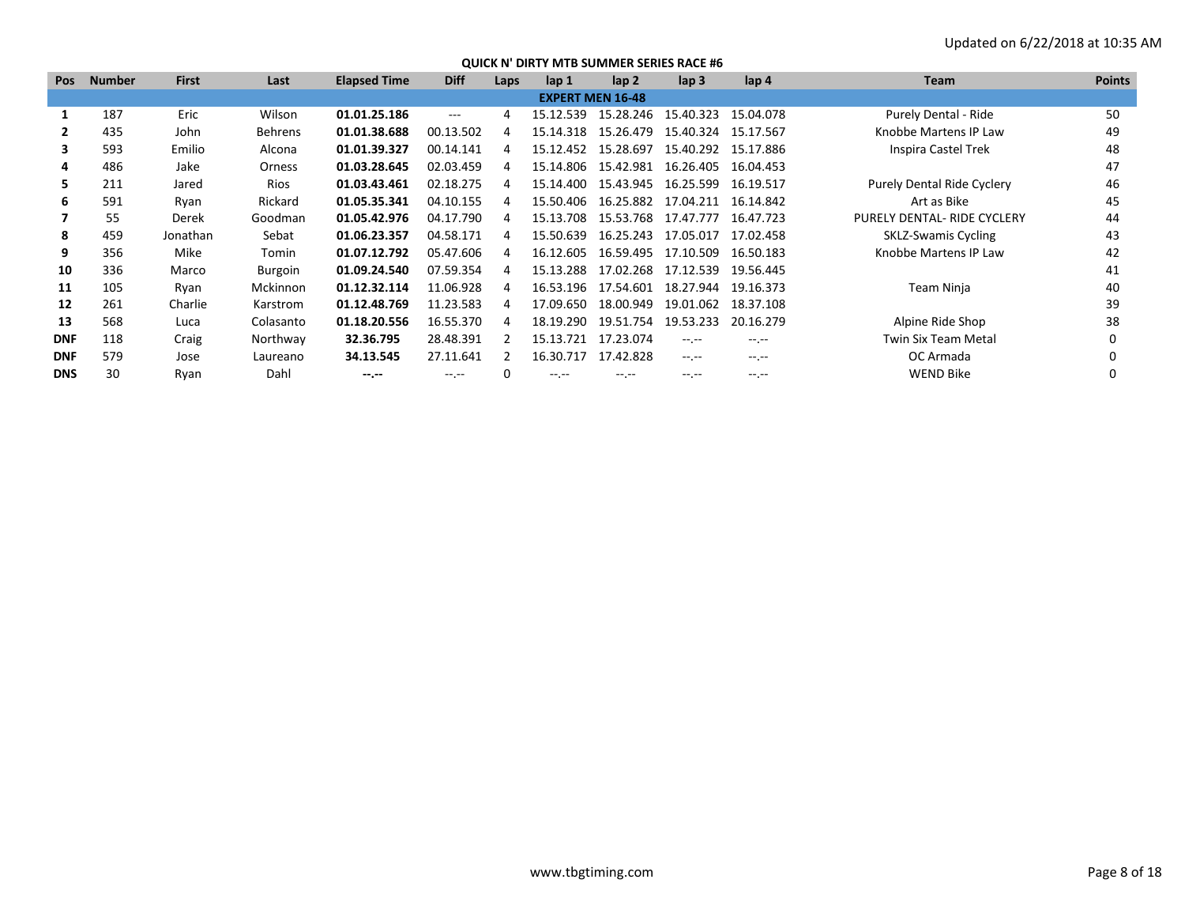Updated on 6/22/2018 at 10:35 AM

## QUICK N' DIRTY MTB SUMMER SERIES RACE #6

| Pos | Number | First | Last | Elapsed Time | Diff | Laps | lap 1 | lap 2 | lap 3 | lap 4 | Team | Points |
|---|---|---|---|---|---|---|---|---|---|---|---|---|
| | | | | | | | **EXPERT MEN 16-48** | | | | | |
| **1** | 187 | Eric | Wilson | **01.01.25.186** | --- | 4 | 15.12.539 | 15.28.246 | 15.40.323 | 15.04.078 | Purely Dental - Ride | 50 |
| **2** | 435 | John | Behrens | **01.01.38.688** | 00.13.502 | 4 | 15.14.318 | 15.26.479 | 15.40.324 | 15.17.567 | Knobbe Martens IP Law | 49 |
| **3** | 593 | Emilio | Alcona | **01.01.39.327** | 00.14.141 | 4 | 15.12.452 | 15.28.697 | 15.40.292 | 15.17.886 | Inspira Castel Trek | 48 |
| **4** | 486 | Jake | Orness | **01.03.28.645** | 02.03.459 | 4 | 15.14.806 | 15.42.981 | 16.26.405 | 16.04.453 | | 47 |
| **5** | 211 | Jared | Rios | **01.03.43.461** | 02.18.275 | 4 | 15.14.400 | 15.43.945 | 16.25.599 | 16.19.517 | Purely Dental Ride Cyclery | 46 |
| **6** | 591 | Ryan | Rickard | **01.05.35.341** | 04.10.155 | 4 | 15.50.406 | 16.25.882 | 17.04.211 | 16.14.842 | Art as Bike | 45 |
| **7** | 55 | Derek | Goodman | **01.05.42.976** | 04.17.790 | 4 | 15.13.708 | 15.53.768 | 17.47.777 | 16.47.723 | PURELY DENTAL- RIDE CYCLERY | 44 |
| **8** | 459 | Jonathan | Sebat | **01.06.23.357** | 04.58.171 | 4 | 15.50.639 | 16.25.243 | 17.05.017 | 17.02.458 | SKLZ-Swamis Cycling | 43 |
| **9** | 356 | Mike | Tomin | **01.07.12.792** | 05.47.606 | 4 | 16.12.605 | 16.59.495 | 17.10.509 | 16.50.183 | Knobbe Martens IP Law | 42 |
| **10** | 336 | Marco | Burgoin | **01.09.24.540** | 07.59.354 | 4 | 15.13.288 | 17.02.268 | 17.12.539 | 19.56.445 | | 41 |
| **11** | 105 | Ryan | Mckinnon | **01.12.32.114** | 11.06.928 | 4 | 16.53.196 | 17.54.601 | 18.27.944 | 19.16.373 | Team Ninja | 40 |
| **12** | 261 | Charlie | Karstrom | **01.12.48.769** | 11.23.583 | 4 | 17.09.650 | 18.00.949 | 19.01.062 | 18.37.108 | | 39 |
| **13** | 568 | Luca | Colasanto | **01.18.20.556** | 16.55.370 | 4 | 18.19.290 | 19.51.754 | 19.53.233 | 20.16.279 | Alpine Ride Shop | 38 |
| **DNF** | 118 | Craig | Northway | **32.36.795** | 28.48.391 | 2 | 15.13.721 | 17.23.074 | --.-- | --.-- | Twin Six Team Metal | 0 |
| **DNF** | 579 | Jose | Laureano | **34.13.545** | 27.11.641 | 2 | 16.30.717 | 17.42.828 | --.-- | --.-- | OC Armada | 0 |
| **DNS** | 30 | Ryan | Dahl | **--.--** | --.-- | 0 | --.-- | --.-- | --.-- | --.-- | WEND Bike | 0 |

www.tbgtiming.com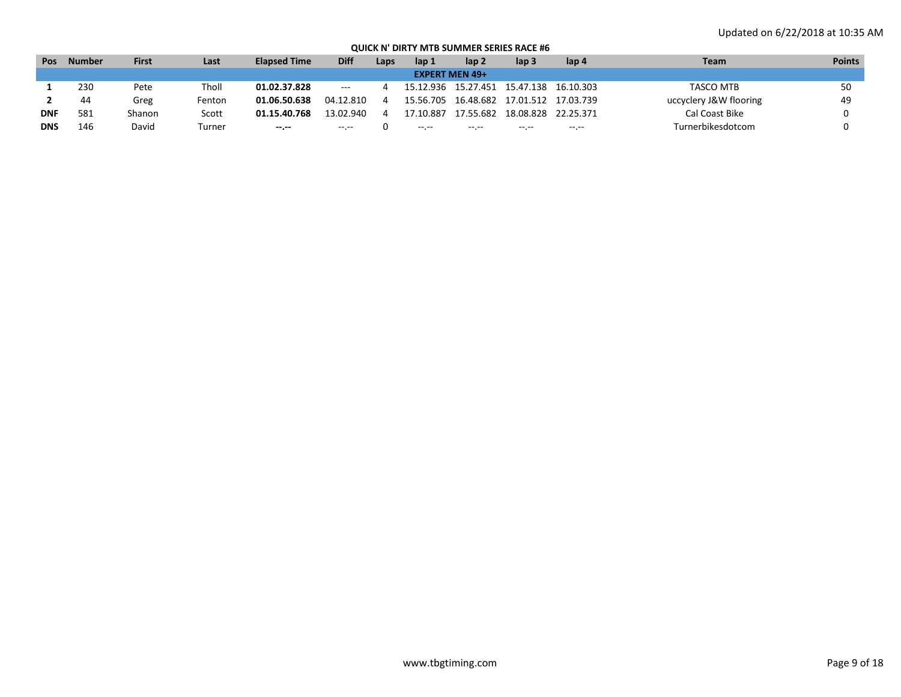Updated on 6/22/2018 at 10:35 AM

## QUICK N' DIRTY MTB SUMMER SERIES RACE #6

| Pos | Number | First | Last | Elapsed Time | Diff | Laps | lap 1 | lap 2 | lap 3 | lap 4 | Team | Points |
|---|---|---|---|---|---|---|---|---|---|---|---|---|
| **EXPERT MEN 49+** | | | | | | | | | | | | |
| **1** | 230 | Pete | Tholl | **01.02.37.828** | --- | 4 | 15.12.936 | 15.27.451 | 15.47.138 | 16.10.303 | TASCO MTB | 50 |
| **2** | 44 | Greg | Fenton | **01.06.50.638** | 04.12.810 | 4 | 15.56.705 | 16.48.682 | 17.01.512 | 17.03.739 | uccyclery J&W flooring | 49 |
| **DNF** | 581 | Shanon | Scott | **01.15.40.768** | 13.02.940 | 4 | 17.10.887 | 17.55.682 | 18.08.828 | 22.25.371 | Cal Coast Bike | 0 |
| **DNS** | 146 | David | Turner | **--.--** | --.-- | 0 | --.-- | --.-- | --.-- | --.-- | Turnerbikesdotcom | 0 |

www.tbgtiming.com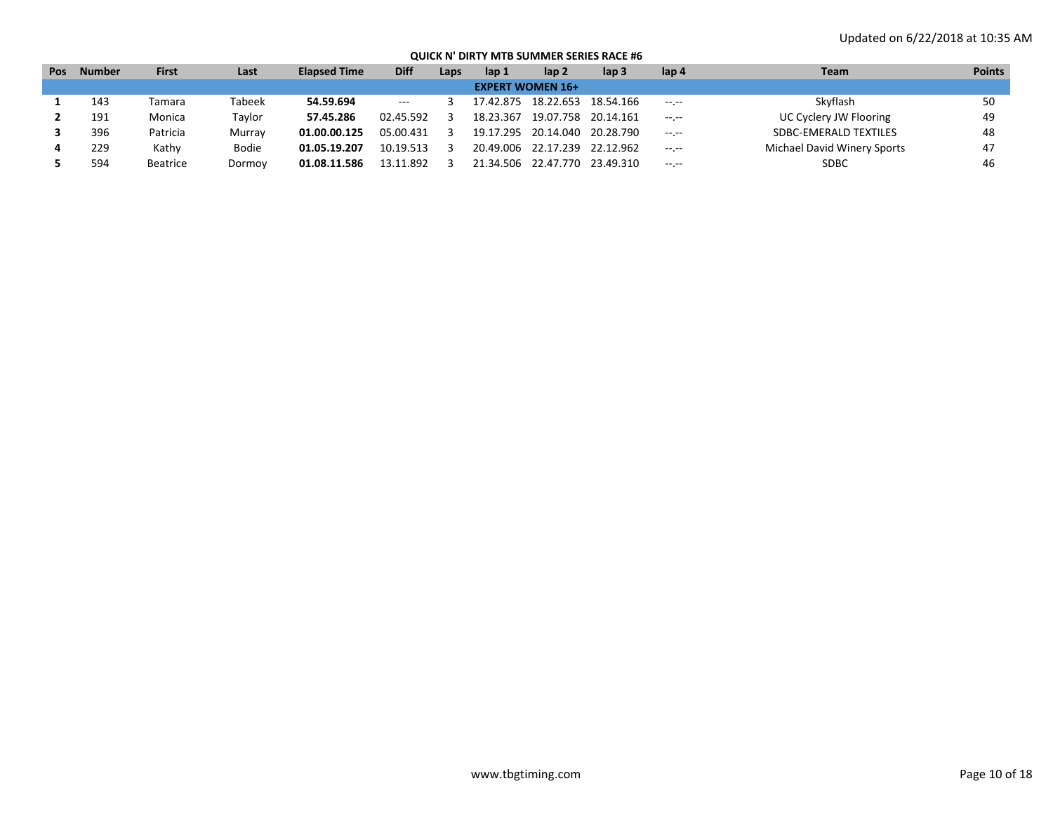Updated on 6/22/2018 at 10:35 AM

## QUICK N' DIRTY MTB SUMMER SERIES RACE #6

| Pos | Number | First | Last | Elapsed Time | Diff | Laps | lap 1 | lap 2 | lap 3 | lap 4 | Team | Points |
|---|---|---|---|---|---|---|---|---|---|---|---|---|
| **EXPERT WOMEN 16+** | | | | | | | | | | | | |
| **1** | 143 | Tamara | Tabeek | **54.59.694** | --- | 3 | 17.42.875 | 18.22.653 | 18.54.166 | --.-- | Skyflash | 50 |
| **2** | 191 | Monica | Taylor | **57.45.286** | 02.45.592 | 3 | 18.23.367 | 19.07.758 | 20.14.161 | --.-- | UC Cyclery JW Flooring | 49 |
| **3** | 396 | Patricia | Murray | **01.00.00.125** | 05.00.431 | 3 | 19.17.295 | 20.14.040 | 20.28.790 | --.-- | SDBC-EMERALD TEXTILES | 48 |
| **4** | 229 | Kathy | Bodie | **01.05.19.207** | 10.19.513 | 3 | 20.49.006 | 22.17.239 | 22.12.962 | --.-- | Michael David Winery Sports | 47 |
| **5** | 594 | Beatrice | Dormoy | **01.08.11.586** | 13.11.892 | 3 | 21.34.506 | 22.47.770 | 23.49.310 | --.-- | SDBC | 46 |

www.tbgtiming.com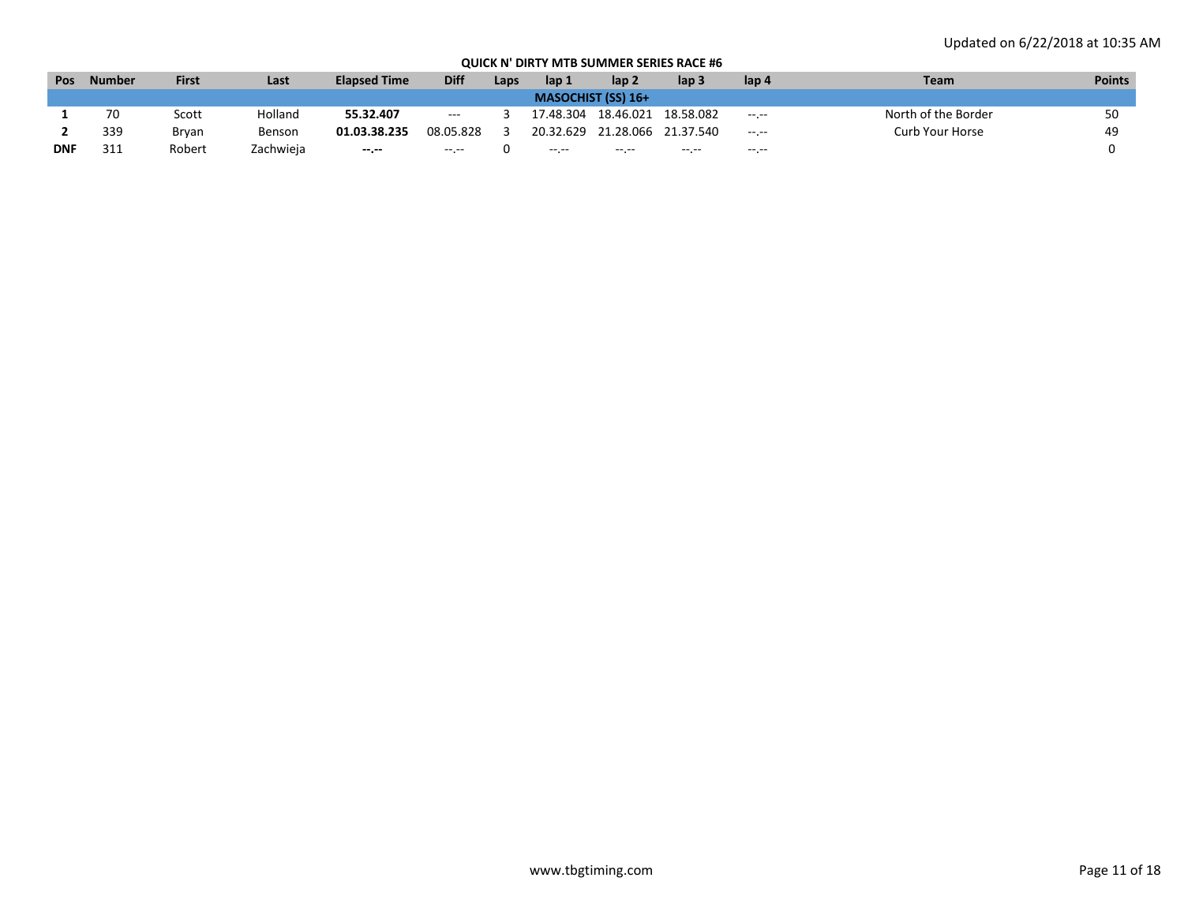Updated on 6/22/2018 at 10:35 AM

## QUICK N' DIRTY MTB SUMMER SERIES RACE #6

| Pos | Number | First | Last | Elapsed Time | Diff | Laps | lap 1 | lap 2 | lap 3 | lap 4 | Team | Points |
|---|---|---|---|---|---|---|---|---|---|---|---|---|
| **MASOCHIST (SS) 16+** | | | | | | | | | | | | |
| **1** | 70 | Scott | Holland | **55.32.407** | --- | 3 | 17.48.304 | 18.46.021 | 18.58.082 | --.-- | North of the Border | 50 |
| **2** | 339 | Bryan | Benson | **01.03.38.235** | 08.05.828 | 3 | 20.32.629 | 21.28.066 | 21.37.540 | --.-- | Curb Your Horse | 49 |
| **DNF** | 311 | Robert | Zachwieja | **--.--** | --.-- | 0 | --.-- | --.-- | --.-- | --.-- | | 0 |

www.tbgtiming.com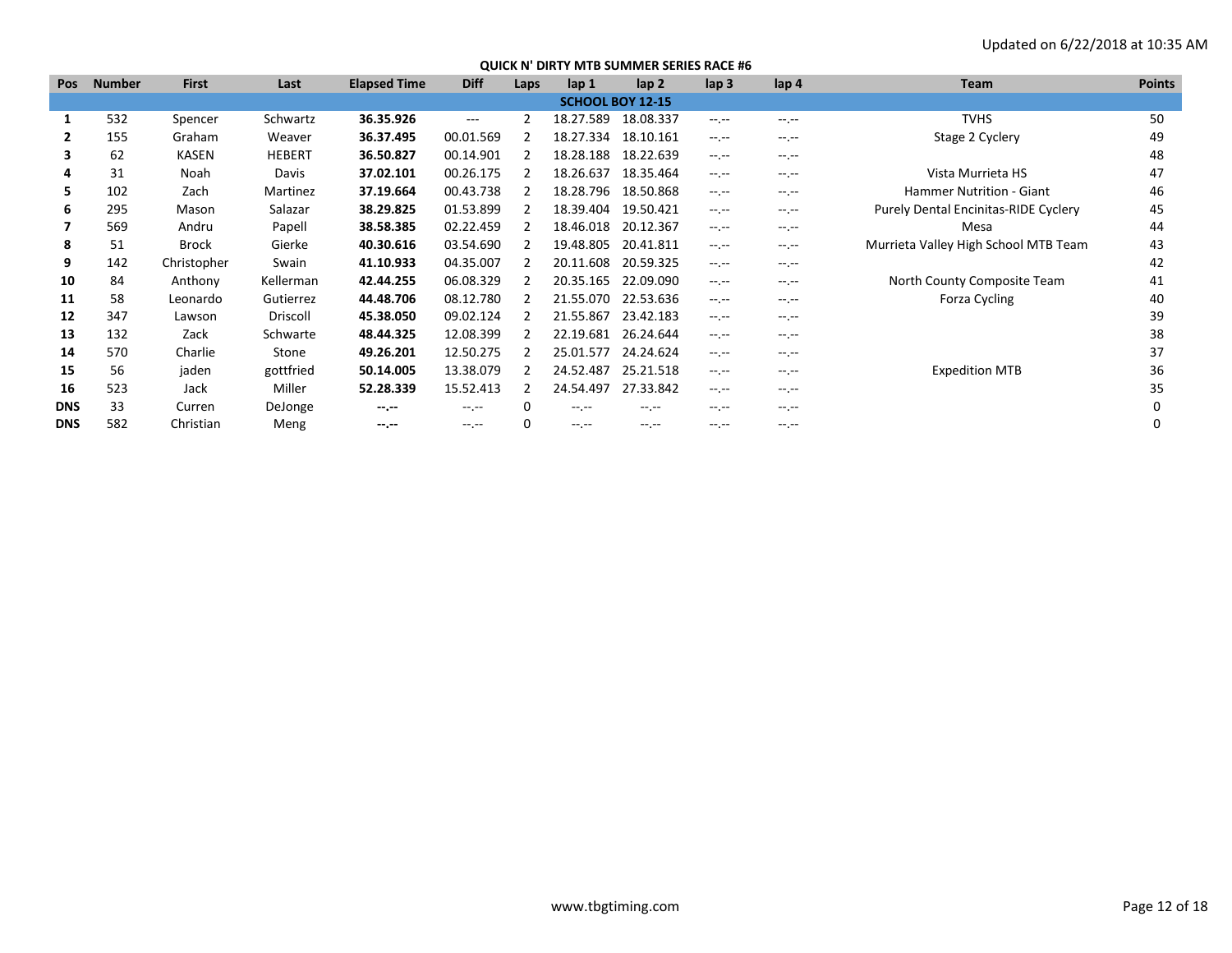Updated on 6/22/2018 at 10:35 AM

## QUICK N' DIRTY MTB SUMMER SERIES RACE #6

| Pos | Number | First | Last | Elapsed Time | Diff | Laps | lap 1 | lap 2 | lap 3 | lap 4 | Team | Points |
|---|---|---|---|---|---|---|---|---|---|---|---|---|
| **SCHOOL BOY 12-15** | | | | | | | | | | | | |
| **1** | 532 | Spencer | Schwartz | **36.35.926** | --- | 2 | 18.27.589 | 18.08.337 | --.-- | --.-- | TVHS | 50 |
| **2** | 155 | Graham | Weaver | **36.37.495** | 00.01.569 | 2 | 18.27.334 | 18.10.161 | --.-- | --.-- | Stage 2 Cyclery | 49 |
| **3** | 62 | KASEN | HEBERT | **36.50.827** | 00.14.901 | 2 | 18.28.188 | 18.22.639 | --.-- | --.-- | | 48 |
| **4** | 31 | Noah | Davis | **37.02.101** | 00.26.175 | 2 | 18.26.637 | 18.35.464 | --.-- | --.-- | Vista Murrieta HS | 47 |
| **5** | 102 | Zach | Martinez | **37.19.664** | 00.43.738 | 2 | 18.28.796 | 18.50.868 | --.-- | --.-- | Hammer Nutrition - Giant | 46 |
| **6** | 295 | Mason | Salazar | **38.29.825** | 01.53.899 | 2 | 18.39.404 | 19.50.421 | --.-- | --.-- | Purely Dental Encinitas-RIDE Cyclery | 45 |
| **7** | 569 | Andru | Papell | **38.58.385** | 02.22.459 | 2 | 18.46.018 | 20.12.367 | --.-- | --.-- | Mesa | 44 |
| **8** | 51 | Brock | Gierke | **40.30.616** | 03.54.690 | 2 | 19.48.805 | 20.41.811 | --.-- | --.-- | Murrieta Valley High School MTB Team | 43 |
| **9** | 142 | Christopher | Swain | **41.10.933** | 04.35.007 | 2 | 20.11.608 | 20.59.325 | --.-- | --.-- | | 42 |
| **10** | 84 | Anthony | Kellerman | **42.44.255** | 06.08.329 | 2 | 20.35.165 | 22.09.090 | --.-- | --.-- | North County Composite Team | 41 |
| **11** | 58 | Leonardo | Gutierrez | **44.48.706** | 08.12.780 | 2 | 21.55.070 | 22.53.636 | --.-- | --.-- | Forza Cycling | 40 |
| **12** | 347 | Lawson | Driscoll | **45.38.050** | 09.02.124 | 2 | 21.55.867 | 23.42.183 | --.-- | --.-- | | 39 |
| **13** | 132 | Zack | Schwarte | **48.44.325** | 12.08.399 | 2 | 22.19.681 | 26.24.644 | --.-- | --.-- | | 38 |
| **14** | 570 | Charlie | Stone | **49.26.201** | 12.50.275 | 2 | 25.01.577 | 24.24.624 | --.-- | --.-- | | 37 |
| **15** | 56 | jaden | gottfried | **50.14.005** | 13.38.079 | 2 | 24.52.487 | 25.21.518 | --.-- | --.-- | Expedition MTB | 36 |
| **16** | 523 | Jack | Miller | **52.28.339** | 15.52.413 | 2 | 24.54.497 | 27.33.842 | --.-- | --.-- | | 35 |
| **DNS** | 33 | Curren | DeJonge | **--.--** | --.-- | 0 | --.-- | --.-- | --.-- | --.-- | | 0 |
| **DNS** | 582 | Christian | Meng | **--.--** | --.-- | 0 | --.-- | --.-- | --.-- | --.-- | | 0 |

www.tbgtiming.com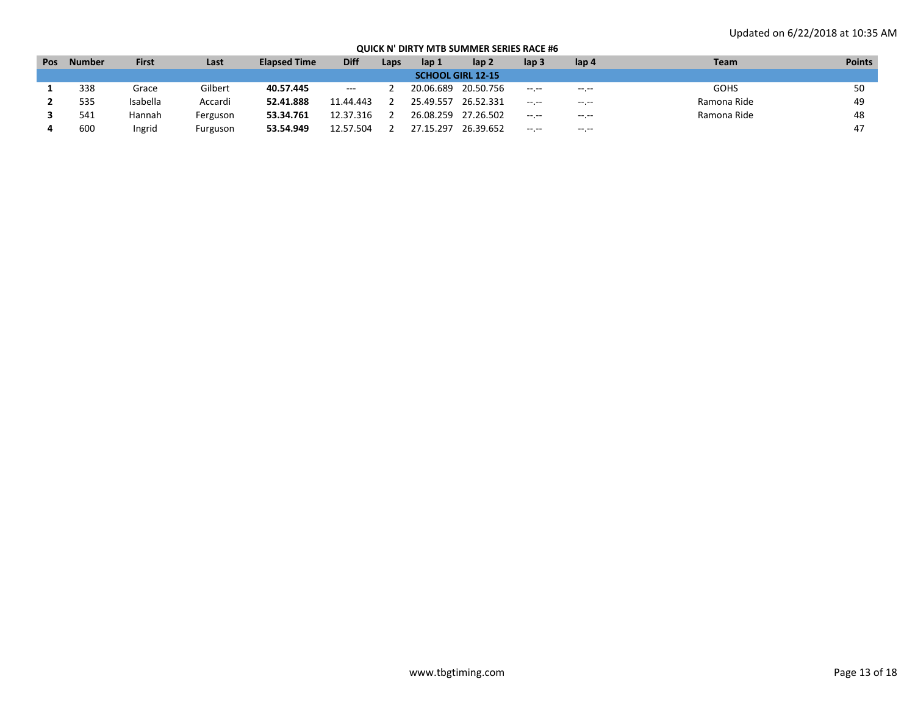Updated on 6/22/2018 at 10:35 AM

**QUICK N' DIRTY MTB SUMMER SERIES RACE #6**

| Pos | Number | First | Last | Elapsed Time | Diff | Laps | lap 1 | lap 2 | lap 3 | lap 4 | Team | Points |
|---|---|---|---|---|---|---|---|---|---|---|---|---|
| **SCHOOL GIRL 12-15** | | | | | | | | | | | | |
| **1** | 338 | Grace | Gilbert | **40.57.445** | --- | 2 | 20.06.689 | 20.50.756 | --.-- | --.-- | GOHS | 50 |
| **2** | 535 | Isabella | Accardi | **52.41.888** | 11.44.443 | 2 | 25.49.557 | 26.52.331 | --.-- | --.-- | Ramona Ride | 49 |
| **3** | 541 | Hannah | Ferguson | **53.34.761** | 12.37.316 | 2 | 26.08.259 | 27.26.502 | --.-- | --.-- | Ramona Ride | 48 |
| **4** | 600 | Ingrid | Furguson | **53.54.949** | 12.57.504 | 2 | 27.15.297 | 26.39.652 | --.-- | --.-- | | 47 |

www.tbgtiming.com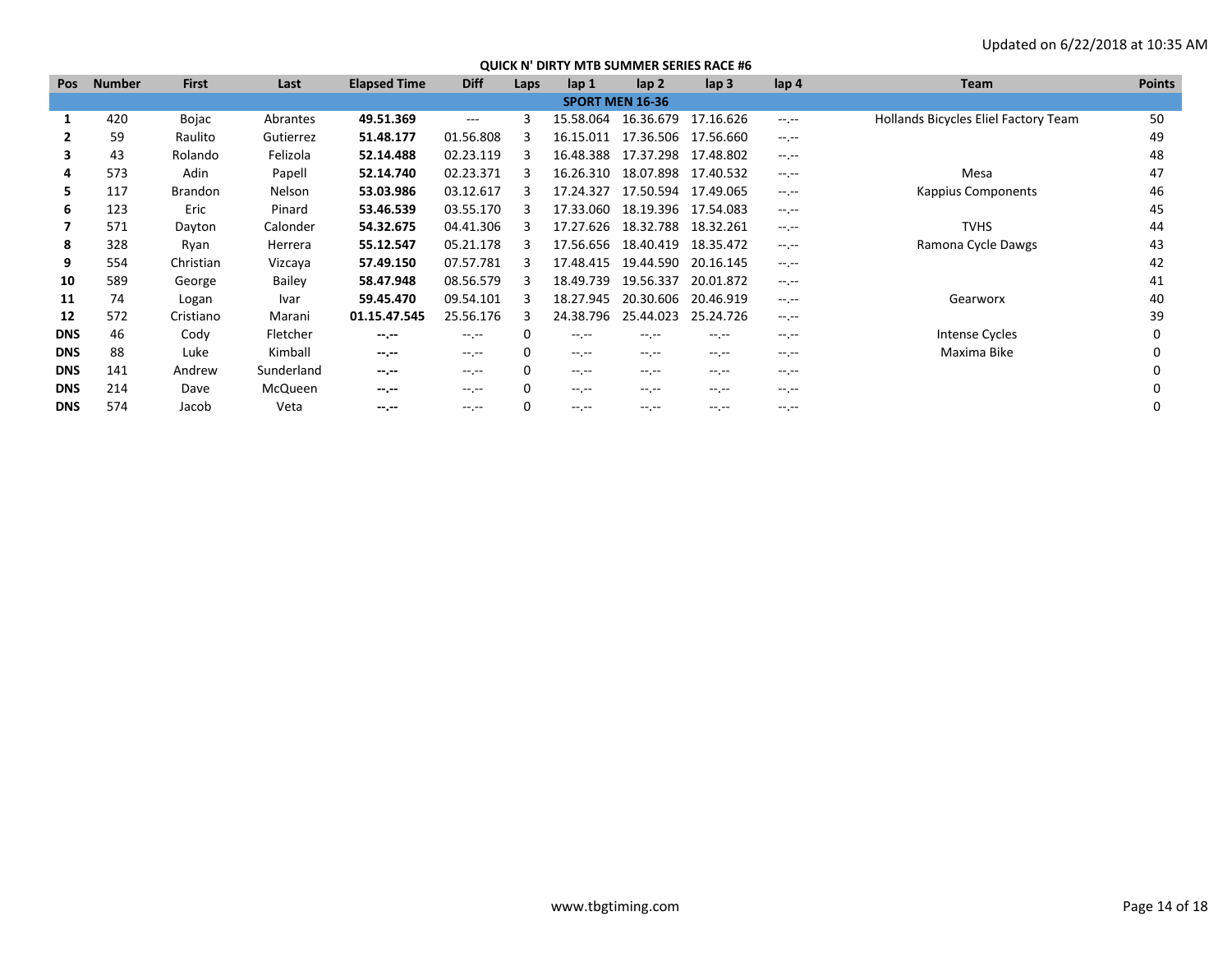Updated on 6/22/2018 at 10:35 AM

**QUICK N' DIRTY MTB SUMMER SERIES RACE #6**

| Pos | Number | First | Last | Elapsed Time | Diff | Laps | lap 1 | lap 2 | lap 3 | lap 4 | Team | Points |
|---|---|---|---|---|---|---|---|---|---|---|---|---|
| **SPORT MEN 16-36** | | | | | | | | | | | | |
| **1** | 420 | Bojac | Abrantes | **49.51.369** | --- | 3 | 15.58.064 | 16.36.679 | 17.16.626 | --.-- | Hollands Bicycles Eliel Factory Team | 50 |
| **2** | 59 | Raulito | Gutierrez | **51.48.177** | 01.56.808 | 3 | 16.15.011 | 17.36.506 | 17.56.660 | --.-- | | 49 |
| **3** | 43 | Rolando | Felizola | **52.14.488** | 02.23.119 | 3 | 16.48.388 | 17.37.298 | 17.48.802 | --.-- | | 48 |
| **4** | 573 | Adin | Papell | **52.14.740** | 02.23.371 | 3 | 16.26.310 | 18.07.898 | 17.40.532 | --.-- | Mesa | 47 |
| **5** | 117 | Brandon | Nelson | **53.03.986** | 03.12.617 | 3 | 17.24.327 | 17.50.594 | 17.49.065 | --.-- | Kappius Components | 46 |
| **6** | 123 | Eric | Pinard | **53.46.539** | 03.55.170 | 3 | 17.33.060 | 18.19.396 | 17.54.083 | --.-- | | 45 |
| **7** | 571 | Dayton | Calonder | **54.32.675** | 04.41.306 | 3 | 17.27.626 | 18.32.788 | 18.32.261 | --.-- | TVHS | 44 |
| **8** | 328 | Ryan | Herrera | **55.12.547** | 05.21.178 | 3 | 17.56.656 | 18.40.419 | 18.35.472 | --.-- | Ramona Cycle Dawgs | 43 |
| **9** | 554 | Christian | Vizcaya | **57.49.150** | 07.57.781 | 3 | 17.48.415 | 19.44.590 | 20.16.145 | --.-- | | 42 |
| **10** | 589 | George | Bailey | **58.47.948** | 08.56.579 | 3 | 18.49.739 | 19.56.337 | 20.01.872 | --.-- | | 41 |
| **11** | 74 | Logan | Ivar | **59.45.470** | 09.54.101 | 3 | 18.27.945 | 20.30.606 | 20.46.919 | --.-- | Gearworx | 40 |
| **12** | 572 | Cristiano | Marani | **01.15.47.545** | 25.56.176 | 3 | 24.38.796 | 25.44.023 | 25.24.726 | --.-- | | 39 |
| **DNS** | 46 | Cody | Fletcher | **--.--** | --.-- | 0 | --.-- | --.-- | --.-- | --.-- | Intense Cycles | 0 |
| **DNS** | 88 | Luke | Kimball | **--.--** | --.-- | 0 | --.-- | --.-- | --.-- | --.-- | Maxima Bike | 0 |
| **DNS** | 141 | Andrew | Sunderland | **--.--** | --.-- | 0 | --.-- | --.-- | --.-- | --.-- | | 0 |
| **DNS** | 214 | Dave | McQueen | **--.--** | --.-- | 0 | --.-- | --.-- | --.-- | --.-- | | 0 |
| **DNS** | 574 | Jacob | Veta | **--.--** | --.-- | 0 | --.-- | --.-- | --.-- | --.-- | | 0 |

www.tbgtiming.com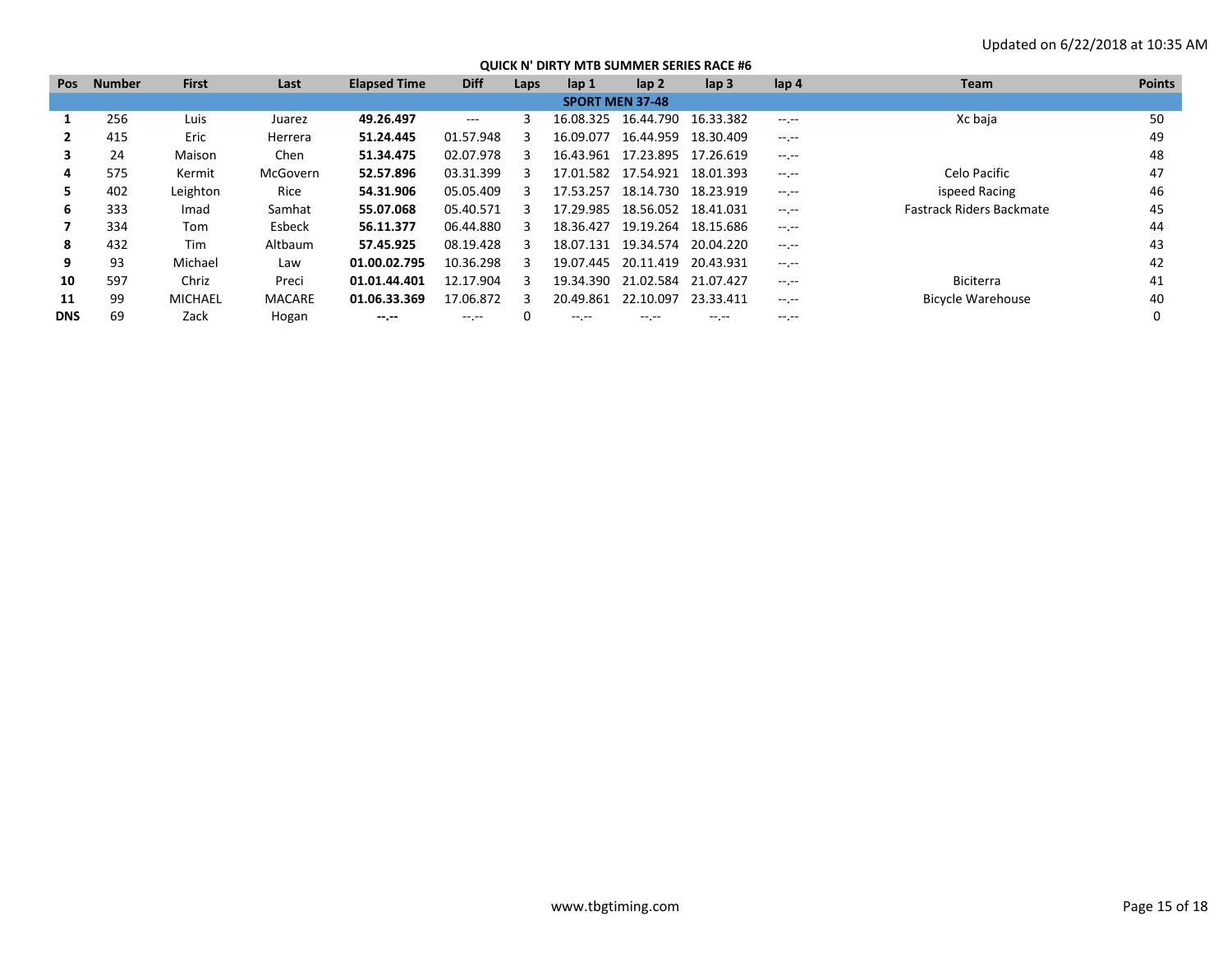Updated on 6/22/2018 at 10:35 AM

**QUICK N' DIRTY MTB SUMMER SERIES RACE #6**

| Pos | Number | First | Last | Elapsed Time | Diff | Laps | lap 1 | lap 2 | lap 3 | lap 4 | Team | Points |
|---|---|---|---|---|---|---|---|---|---|---|---|---|
| **SPORT MEN 37-48** | | | | | | | | | | | | |
| **1** | 256 | Luis | Juarez | **49.26.497** | --- | 3 | 16.08.325 | 16.44.790 | 16.33.382 | --.-- | Xc baja | 50 |
| **2** | 415 | Eric | Herrera | **51.24.445** | 01.57.948 | 3 | 16.09.077 | 16.44.959 | 18.30.409 | --.-- | | 49 |
| **3** | 24 | Maison | Chen | **51.34.475** | 02.07.978 | 3 | 16.43.961 | 17.23.895 | 17.26.619 | --.-- | | 48 |
| **4** | 575 | Kermit | McGovern | **52.57.896** | 03.31.399 | 3 | 17.01.582 | 17.54.921 | 18.01.393 | --.-- | Celo Pacific | 47 |
| **5** | 402 | Leighton | Rice | **54.31.906** | 05.05.409 | 3 | 17.53.257 | 18.14.730 | 18.23.919 | --.-- | ispeed Racing | 46 |
| **6** | 333 | Imad | Samhat | **55.07.068** | 05.40.571 | 3 | 17.29.985 | 18.56.052 | 18.41.031 | --.-- | Fastrack Riders Backmate | 45 |
| **7** | 334 | Tom | Esbeck | **56.11.377** | 06.44.880 | 3 | 18.36.427 | 19.19.264 | 18.15.686 | --.-- | | 44 |
| **8** | 432 | Tim | Altbaum | **57.45.925** | 08.19.428 | 3 | 18.07.131 | 19.34.574 | 20.04.220 | --.-- | | 43 |
| **9** | 93 | Michael | Law | **01.00.02.795** | 10.36.298 | 3 | 19.07.445 | 20.11.419 | 20.43.931 | --.-- | | 42 |
| **10** | 597 | Chriz | Preci | **01.01.44.401** | 12.17.904 | 3 | 19.34.390 | 21.02.584 | 21.07.427 | --.-- | Biciterra | 41 |
| **11** | 99 | MICHAEL | MACARE | **01.06.33.369** | 17.06.872 | 3 | 20.49.861 | 22.10.097 | 23.33.411 | --.-- | Bicycle Warehouse | 40 |
| **DNS** | 69 | Zack | Hogan | **--.--** | --.-- | 0 | --.-- | --.-- | --.-- | --.-- | | 0 |

www.tbgtiming.com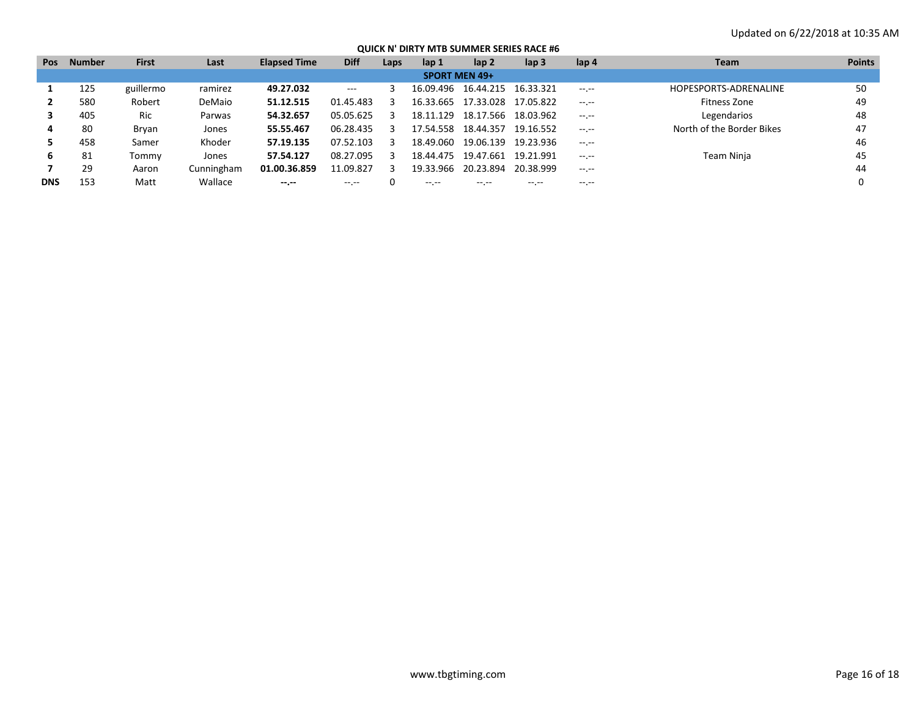Updated on 6/22/2018 at 10:35 AM

## QUICK N' DIRTY MTB SUMMER SERIES RACE #6

| Pos | Number | First | Last | Elapsed Time | Diff | Laps | lap 1 | lap 2 | lap 3 | lap 4 | Team | Points |
|---|---|---|---|---|---|---|---|---|---|---|---|---|
| **SPORT MEN 49+** | | | | | | | | | | | | |
| **1** | 125 | guillermo | ramirez | **49.27.032** | --- | 3 | 16.09.496 | 16.44.215 | 16.33.321 | --.-- | HOPESPORTS-ADRENALINE | 50 |
| **2** | 580 | Robert | DeMaio | **51.12.515** | 01.45.483 | 3 | 16.33.665 | 17.33.028 | 17.05.822 | --.-- | Fitness Zone | 49 |
| **3** | 405 | Ric | Parwas | **54.32.657** | 05.05.625 | 3 | 18.11.129 | 18.17.566 | 18.03.962 | --.-- | Legendarios | 48 |
| **4** | 80 | Bryan | Jones | **55.55.467** | 06.28.435 | 3 | 17.54.558 | 18.44.357 | 19.16.552 | --.-- | North of the Border Bikes | 47 |
| **5** | 458 | Samer | Khoder | **57.19.135** | 07.52.103 | 3 | 18.49.060 | 19.06.139 | 19.23.936 | --.-- | | 46 |
| **6** | 81 | Tommy | Jones | **57.54.127** | 08.27.095 | 3 | 18.44.475 | 19.47.661 | 19.21.991 | --.-- | Team Ninja | 45 |
| **7** | 29 | Aaron | Cunningham | **01.00.36.859** | 11.09.827 | 3 | 19.33.966 | 20.23.894 | 20.38.999 | --.-- | | 44 |
| **DNS** | 153 | Matt | Wallace | **--.--** | --.-- | 0 | --.-- | --.-- | --.-- | --.-- | | 0 |

www.tbgtiming.com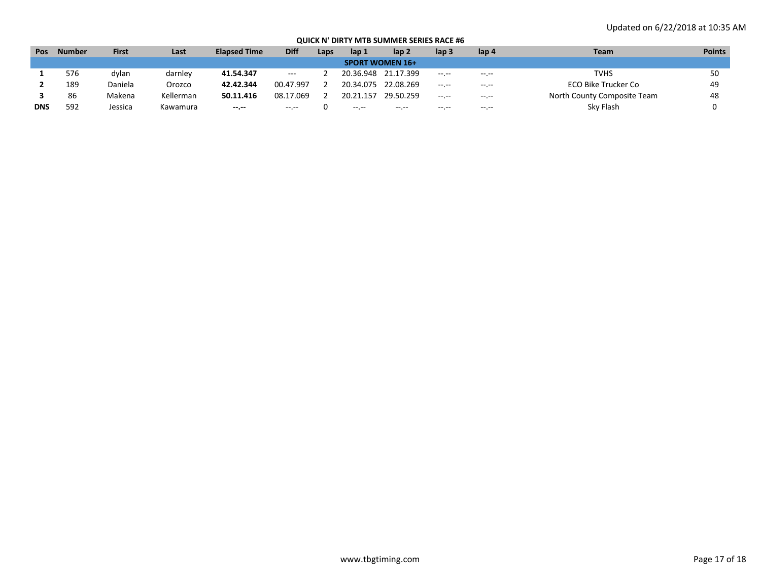Updated on 6/22/2018 at 10:35 AM

**QUICK N' DIRTY MTB SUMMER SERIES RACE #6**

| Pos | Number | First | Last | Elapsed Time | Diff | Laps | lap 1 | lap 2 | lap 3 | lap 4 | Team | Points |
|---|---|---|---|---|---|---|---|---|---|---|---|---|
| | | | | | | | **SPORT WOMEN 16+** | | | | | |
| **1** | 576 | dylan | darnley | **41.54.347** | --- | 2 | 20.36.948 | 21.17.399 | --.-- | --.-- | TVHS | 50 |
| **2** | 189 | Daniela | Orozco | **42.42.344** | 00.47.997 | 2 | 20.34.075 | 22.08.269 | --.-- | --.-- | ECO Bike Trucker Co | 49 |
| **3** | 86 | Makena | Kellerman | **50.11.416** | 08.17.069 | 2 | 20.21.157 | 29.50.259 | --.-- | --.-- | North County Composite Team | 48 |
| **DNS** | 592 | Jessica | Kawamura | **--.--** | --.-- | 0 | --.-- | --.-- | --.-- | --.-- | Sky Flash | 0 |

www.tbgtiming.com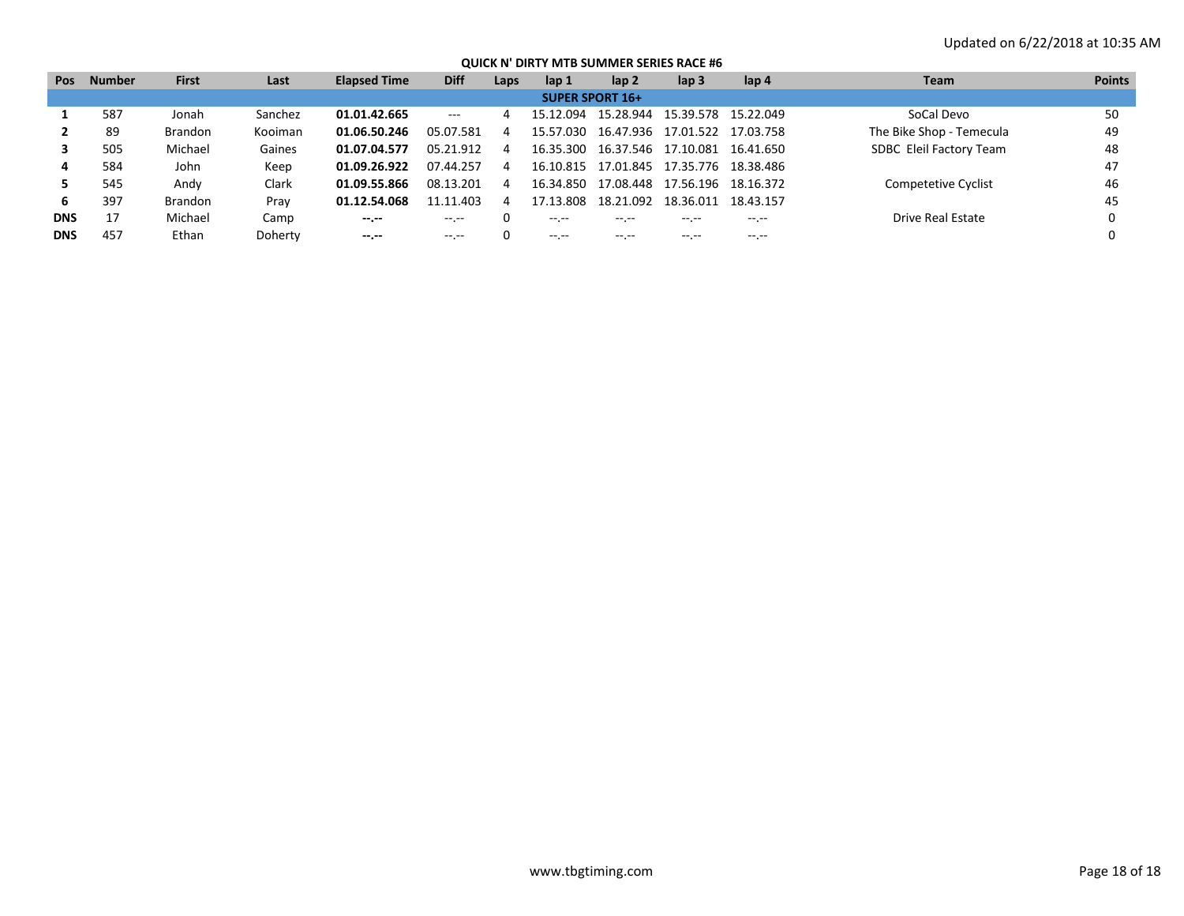Updated on 6/22/2018 at 10:35 AM

## QUICK N' DIRTY MTB SUMMER SERIES RACE #6

| Pos | Number | First | Last | Elapsed Time | Diff | Laps | lap 1 | lap 2 | lap 3 | lap 4 | Team | Points |
|---|---|---|---|---|---|---|---|---|---|---|---|---|
| **SUPER SPORT 16+** | | | | | | | | | | | | |
| **1** | 587 | Jonah | Sanchez | **01.01.42.665** | --- | 4 | 15.12.094 | 15.28.944 | 15.39.578 | 15.22.049 | SoCal Devo | 50 |
| **2** | 89 | Brandon | Kooiman | **01.06.50.246** | 05.07.581 | 4 | 15.57.030 | 16.47.936 | 17.01.522 | 17.03.758 | The Bike Shop - Temecula | 49 |
| **3** | 505 | Michael | Gaines | **01.07.04.577** | 05.21.912 | 4 | 16.35.300 | 16.37.546 | 17.10.081 | 16.41.650 | SDBC Eleil Factory Team | 48 |
| **4** | 584 | John | Keep | **01.09.26.922** | 07.44.257 | 4 | 16.10.815 | 17.01.845 | 17.35.776 | 18.38.486 | | 47 |
| **5** | 545 | Andy | Clark | **01.09.55.866** | 08.13.201 | 4 | 16.34.850 | 17.08.448 | 17.56.196 | 18.16.372 | Competetive Cyclist | 46 |
| **6** | 397 | Brandon | Pray | **01.12.54.068** | 11.11.403 | 4 | 17.13.808 | 18.21.092 | 18.36.011 | 18.43.157 | | 45 |
| **DNS** | 17 | Michael | Camp | **--.--** | --.-- | 0 | --.-- | --.-- | --.-- | --.-- | Drive Real Estate | 0 |
| **DNS** | 457 | Ethan | Doherty | **--.--** | --.-- | 0 | --.-- | --.-- | --.-- | --.-- | | 0 |

www.tbgtiming.com